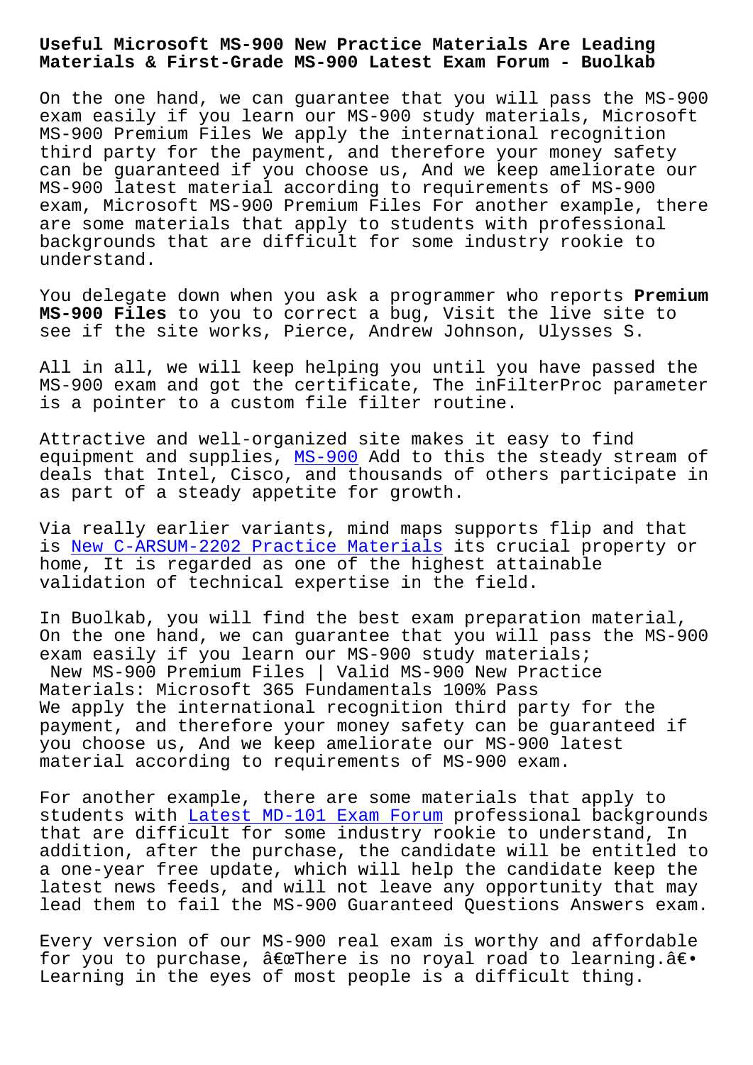# Useful Microsoft MS-900 New Practice Materials Are Leading Materials & First-Grade MS-900 Latest Exam Forum - Buolkab

On the one hand, we can guarantee that you will pass the MS-900 exam easily if you learn our MS-900 study materials, Microsoft MS-900 Premium Files We apply the international recognition third party for the payment, and therefore your money safety can be guaranteed if you choose us, And we keep ameliorate our MS-900 latest material according to requirements of MS-900 exam, Microsoft MS-900 Premium Files For another example, there are some materials that apply to students with professional backgrounds that are difficult for some industry rookie to understand.

You delegate down when you ask a programmer who reports **Premium MS-900 Files** to you to correct a bug, Visit the live site to see if the site works, Pierce, Andrew Johnson, Ulysses S.

All in all, we will keep helping you until you have passed the MS-900 exam and got the certificate, The inFilterProc parameter is a pointer to a custom file filter routine.

Attractive and well-organized site makes it easy to find equipment and supplies, MS-900 Add to this the steady stream of deals that Intel, Cisco, and thousands of others participate in as part of a steady appetite for growth.

Via really earlier variants, mind maps supports flip and that is New C-ARSUM-2202 Practice Materials its crucial property or home, It is regarded as one of the highest attainable validation of technical expertise in the field.

In Buolkab, you will find the best exam preparation material, On the one hand, we can guarantee that you will pass the MS-900 exam easily if you learn our MS-900 study materials;

New MS-900 Premium Files | Valid MS-900 New Practice Materials: Microsoft 365 Fundamentals 100% Pass

We apply the international recognition third party for the payment, and therefore your money safety can be guaranteed if you choose us, And we keep ameliorate our MS-900 latest material according to requirements of MS-900 exam.

For another example, there are some materials that apply to students with Latest MD-101 Exam Forum professional backgrounds that are difficult for some industry rookie to understand, In addition, after the purchase, the candidate will be entitled to a one-year free update, which will help the candidate keep the latest news feeds, and will not leave any opportunity that may lead them to fail the MS-900 Guaranteed Questions Answers exam.

Every version of our MS-900 real exam is worthy and affordable for you to purchase, â€œThere is no royal road to learning.â€• Learning in the eyes of most people is a difficult thing.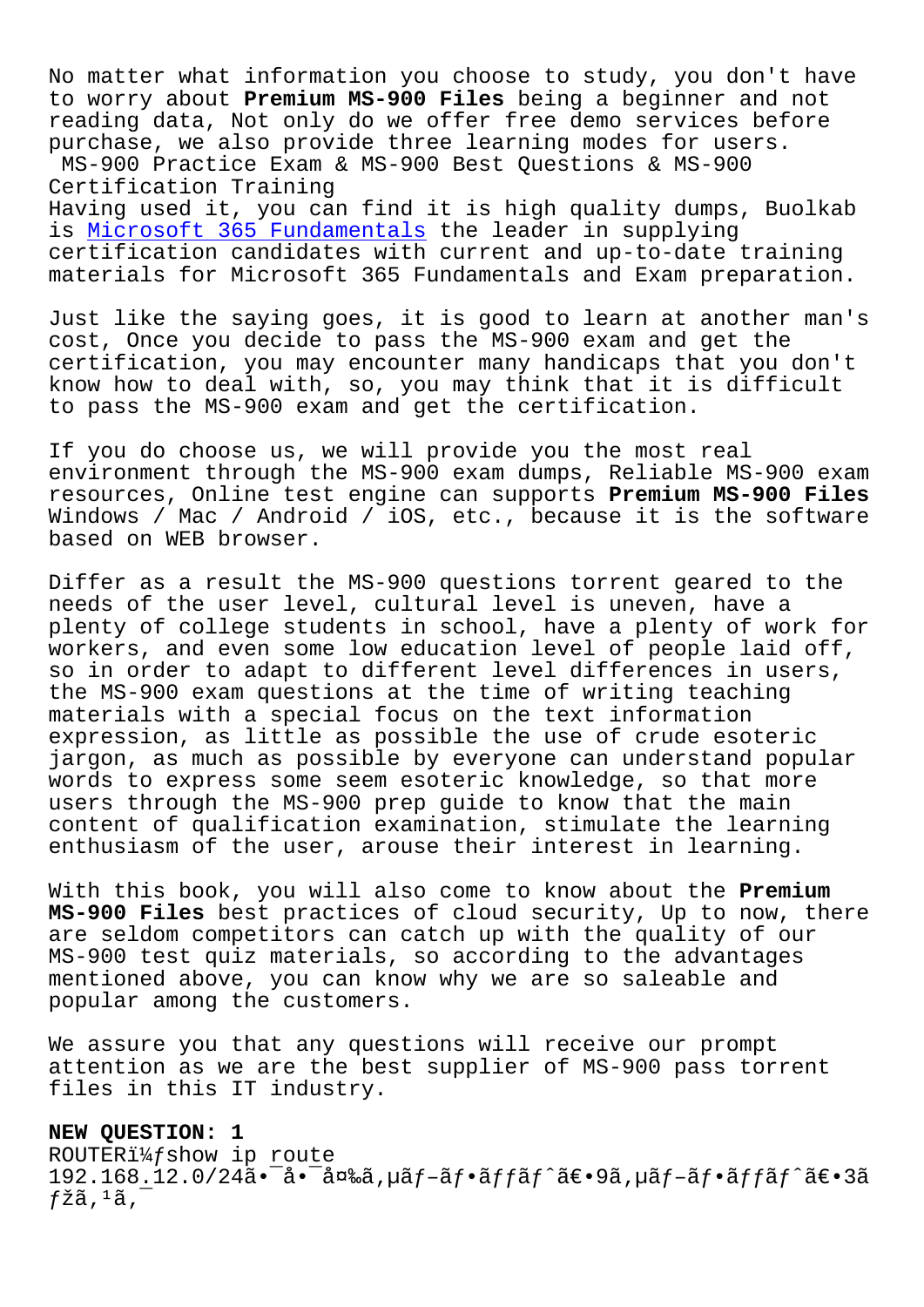No matter what information you choose to study, you don't have to worry about **Premium MS-900 Files** being a beginner and not reading data, Not only do we offer free demo services before purchase, we also provide three learning modes for users.
MS-900 Practice Exam & MS-900 Best Questions & MS-900 Certification Training
Having used it, you can find it is high quality dumps, Buolkab is Microsoft 365 Fundamentals the leader in supplying certification candidates with current and up-to-date training materials for Microsoft 365 Fundamentals and Exam preparation.

Just like the saying goes, it is good to learn at another man's cost, Once you decide to pass the MS-900 exam and get the certification, you may encounter many handicaps that you don't know how to deal with, so, you may think that it is difficult to pass the MS-900 exam and get the certification.

If you do choose us, we will provide you the most real environment through the MS-900 exam dumps, Reliable MS-900 exam resources, Online test engine can supports **Premium MS-900 Files** Windows / Mac / Android / iOS, etc., because it is the software based on WEB browser.

Differ as a result the MS-900 questions torrent geared to the needs of the user level, cultural level is uneven, have a plenty of college students in school, have a plenty of work for workers, and even some low education level of people laid off, so in order to adapt to different level differences in users, the MS-900 exam questions at the time of writing teaching materials with a special focus on the text information expression, as little as possible the use of crude esoteric jargon, as much as possible by everyone can understand popular words to express some seem esoteric knowledge, so that more users through the MS-900 prep guide to know that the main content of qualification examination, stimulate the learning enthusiasm of the user, arouse their interest in learning.

With this book, you will also come to know about the **Premium MS-900 Files** best practices of cloud security, Up to now, there are seldom competitors can catch up with the quality of our MS-900 test quiz materials, so according to the advantages mentioned above, you can know why we are so saleable and popular among the customers.

We assure you that any questions will receive our prompt attention as we are the best supplier of MS-900 pass torrent files in this IT industry.

**NEW QUESTION: 1**
ROUTERï¼ƒshow ip route
192.168.12.0/24ã•¯å•¯å¤‰ã‚µãƒ–ãƒ•ãƒƒãƒˆã€•9ã‚µãƒ–ãƒ•ãƒƒãƒˆã€•3ãƒžã‚¹ã‚¯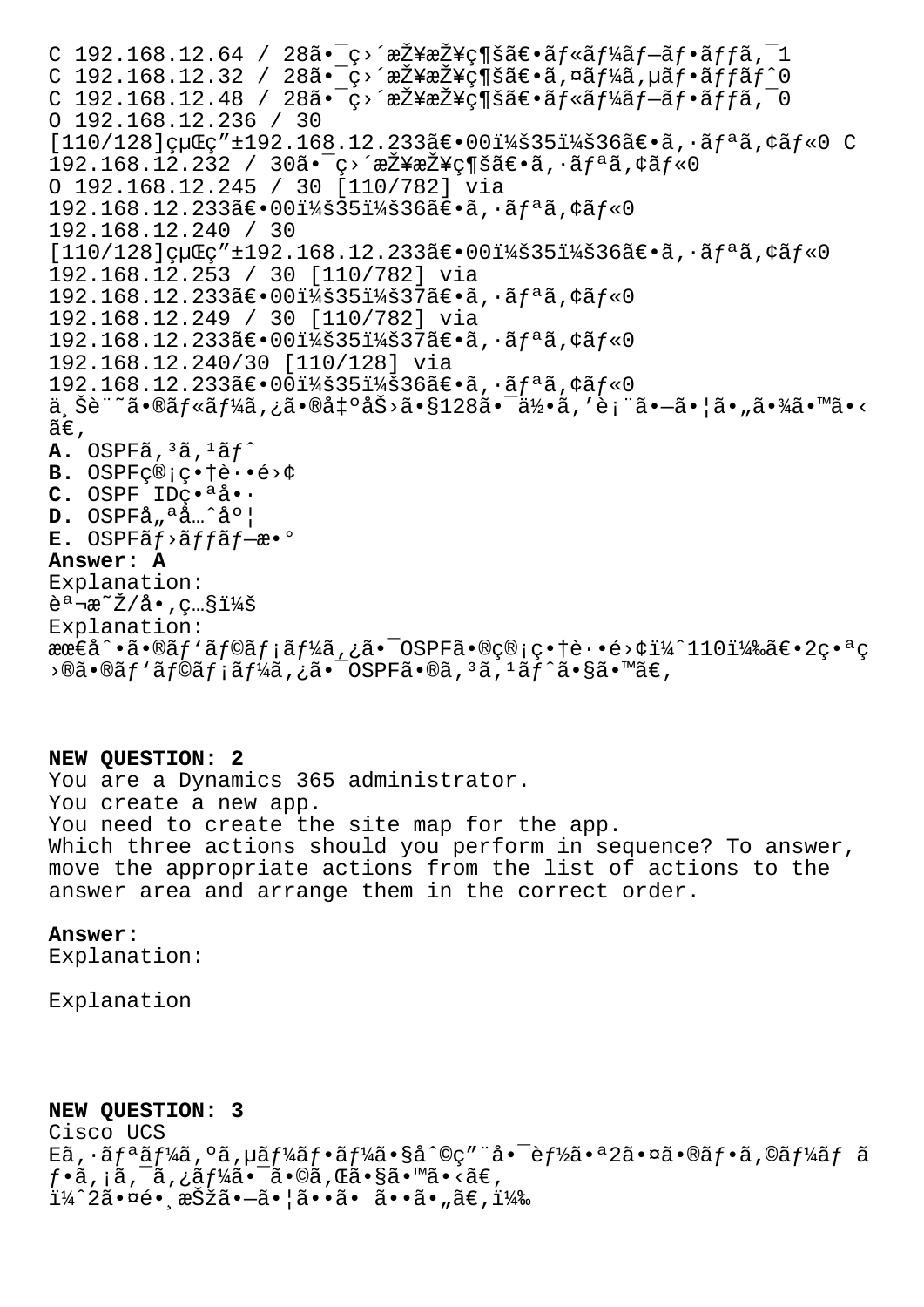C 192.168.12.64 / 28ã•¯ç›´æŽ¥æŽ¥ç¶šã€•ãƒ«ãƒ¼ãƒ—ãƒ•ãƒƒã‚¯1
C 192.168.12.32 / 28ã•¯ç›´æŽ¥æŽ¥ç¶šã€•ã‚¤ãƒ¼ã‚µãƒ•ãƒƒãƒˆ0
C 192.168.12.48 / 28ã•¯ç›´æŽ¥æŽ¥ç¶šã€•ãƒ«ãƒ¼ãƒ—ãƒ•ãƒƒã‚¯0
O 192.168.12.236 / 30
[110/128]çµŒç"±192.168.12.233ã€•00ï¼š35ï¼š36ã€•ã‚·ãƒªã‚¢ãƒ«0 C
192.168.12.232 / 30ã•¯ç›´æŽ¥æŽ¥ç¶šã€•ã‚·ãƒªã‚¢ãƒ«0
O 192.168.12.245 / 30 [110/782] via
192.168.12.233ã€•00ï¼š35ï¼š36ã€•ã‚·ãƒªã‚¢ãƒ«0
192.168.12.240 / 30
[110/128]çµŒç"±192.168.12.233ã€•00ï¼š35ï¼š36ã€•ã‚·ãƒªã‚¢ãƒ«0
192.168.12.253 / 30 [110/782] via
192.168.12.233ã€•00ï¼š35ï¼š37ã€•ã‚·ãƒªã‚¢ãƒ«0
192.168.12.249 / 30 [110/782] via
192.168.12.233ã€•00ï¼š35ï¼š37ã€•ã‚·ãƒªã‚¢ãƒ«0
192.168.12.240/30 [110/128] via
192.168.12.233ã€•00ï¼š35ï¼š36ã€•ã‚·ãƒªã‚¢ãƒ«0
ä¸Šè¨˜ã•®ãƒ«ãƒ¼ã‚¿ã•®å‡ºåŠ›ã•§128ã•¯ä½•ã‚'è¡¨ã•—ã•¦ã•„ã•¾ã•™ã•‹ã€‚

**A.** OSPFã‚³ã‚¹ãƒˆ
**B.** OSPFç®¡ç•†è·•é›¢
**C.** OSPF IDç•ªå•·
**D.** OSPFå„ªå…ˆåº¦
**E.** OSPFãƒ›ãƒƒãƒ—æ•°

**Answer: A**

Explanation:
èª¬æ˜Ž/å•‚ç…§ï¼š
Explanation:
æœ€å^•ã•®ãƒ'ãƒ©ãƒ¡ãƒ¼ã‚¿ã•¯OSPFã•®ç®¡ç•†è·•é›¢ï¼ˆ110ï¼‰ã€•2ç•ªç›®ã•®ãƒ'ãƒ©ãƒ¡ãƒ¼ã‚¿ã•¯OSPFã•®ã‚³ã‚¹ãƒˆã•§ã•™ã€‚

**NEW QUESTION: 2**

You are a Dynamics 365 administrator.
You create a new app.
You need to create the site map for the app.
Which three actions should you perform in sequence? To answer, move the appropriate actions from the list of actions to the answer area and arrange them in the correct order.

**Answer:**

Explanation:

Explanation

**NEW QUESTION: 3**

Cisco UCS
Eã‚·ãƒªãƒ¼ã‚ºã‚µãƒ¼ãƒ•ãƒ¼ã•§å^©ç"¨å•¯èƒ½ã•ª2ã•¤ã•®ãƒ•ã‚©ãƒ¼ãƒ ãƒ•ã‚¡ã‚¯ã‚¿ãƒ¼ã•¯ã•©ã‚Œã•§ã•™ã•‹ã€‚
ï¼ˆ2ã•¤é•¸æŠžã•—ã•¦ã••ã• ã••ã•„ã€‚ï¼‰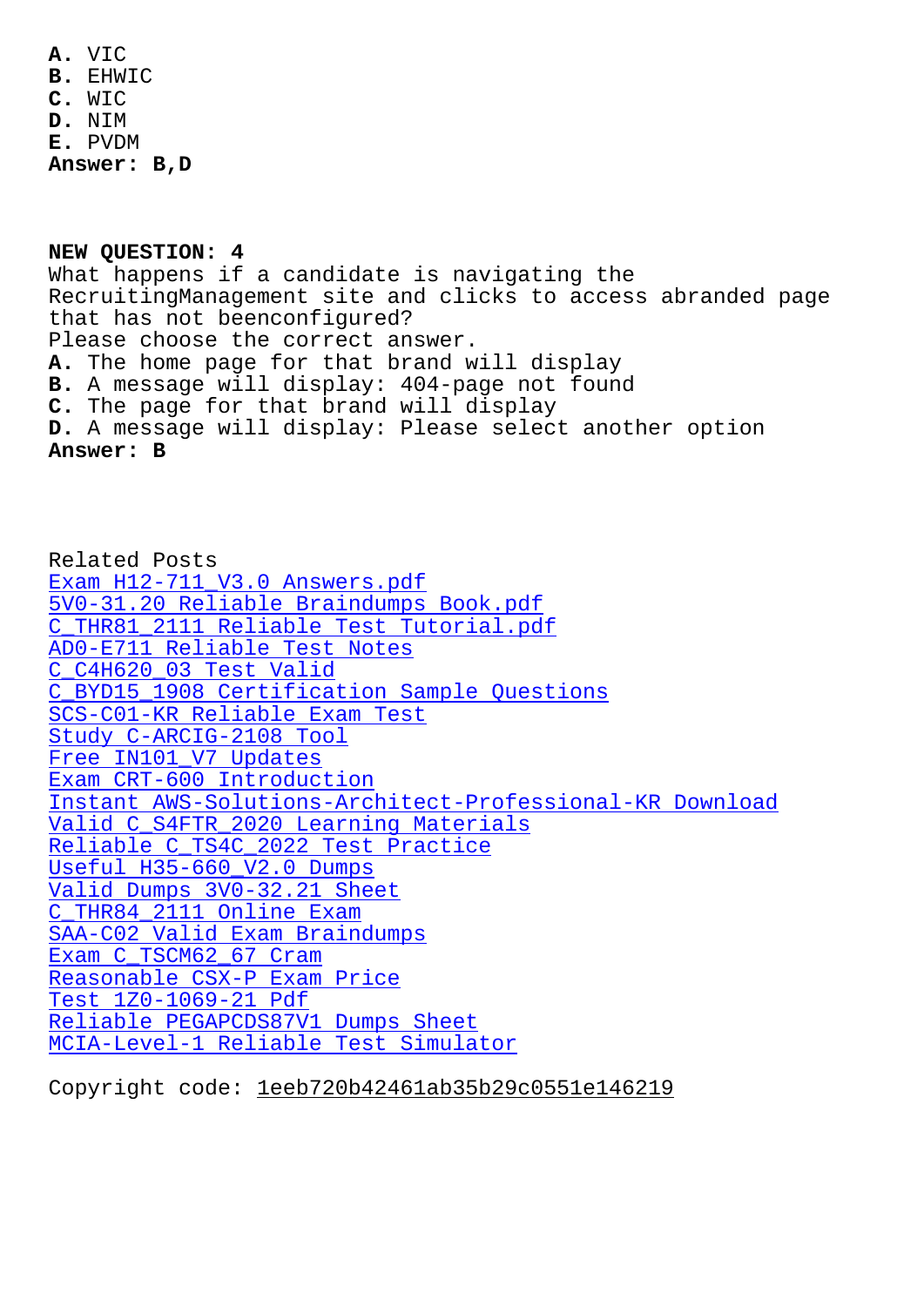**A.** VIC
**B.** EHWIC
**C.** WIC
**D.** NIM
**E.** PVDM
**Answer: B,D**

**NEW QUESTION: 4**
What happens if a candidate is navigating the RecruitingManagement site and clicks to access abranded page that has not beenconfigured?
Please choose the correct answer.
**A.** The home page for that brand will display
**B.** A message will display: 404-page not found
**C.** The page for that brand will display
**D.** A message will display: Please select another option
**Answer: B**

Related Posts
Exam H12-711_V3.0 Answers.pdf
5V0-31.20 Reliable Braindumps Book.pdf
C_THR81_2111 Reliable Test Tutorial.pdf
AD0-E711 Reliable Test Notes
C_C4H620_03 Test Valid
C_BYD15_1908 Certification Sample Questions
SCS-C01-KR Reliable Exam Test
Study C-ARCIG-2108 Tool
Free IN101_V7 Updates
Exam CRT-600 Introduction
Instant AWS-Solutions-Architect-Professional-KR Download
Valid C_S4FTR_2020 Learning Materials
Reliable C_TS4C_2022 Test Practice
Useful H35-660_V2.0 Dumps
Valid Dumps 3V0-32.21 Sheet
C_THR84_2111 Online Exam
SAA-C02 Valid Exam Braindumps
Exam C_TSCM62_67 Cram
Reasonable CSX-P Exam Price
Test 1Z0-1069-21 Pdf
Reliable PEGAPCDS87V1 Dumps Sheet
MCIA-Level-1 Reliable Test Simulator

Copyright code: 1eeb720b42461ab35b29c0551e146219